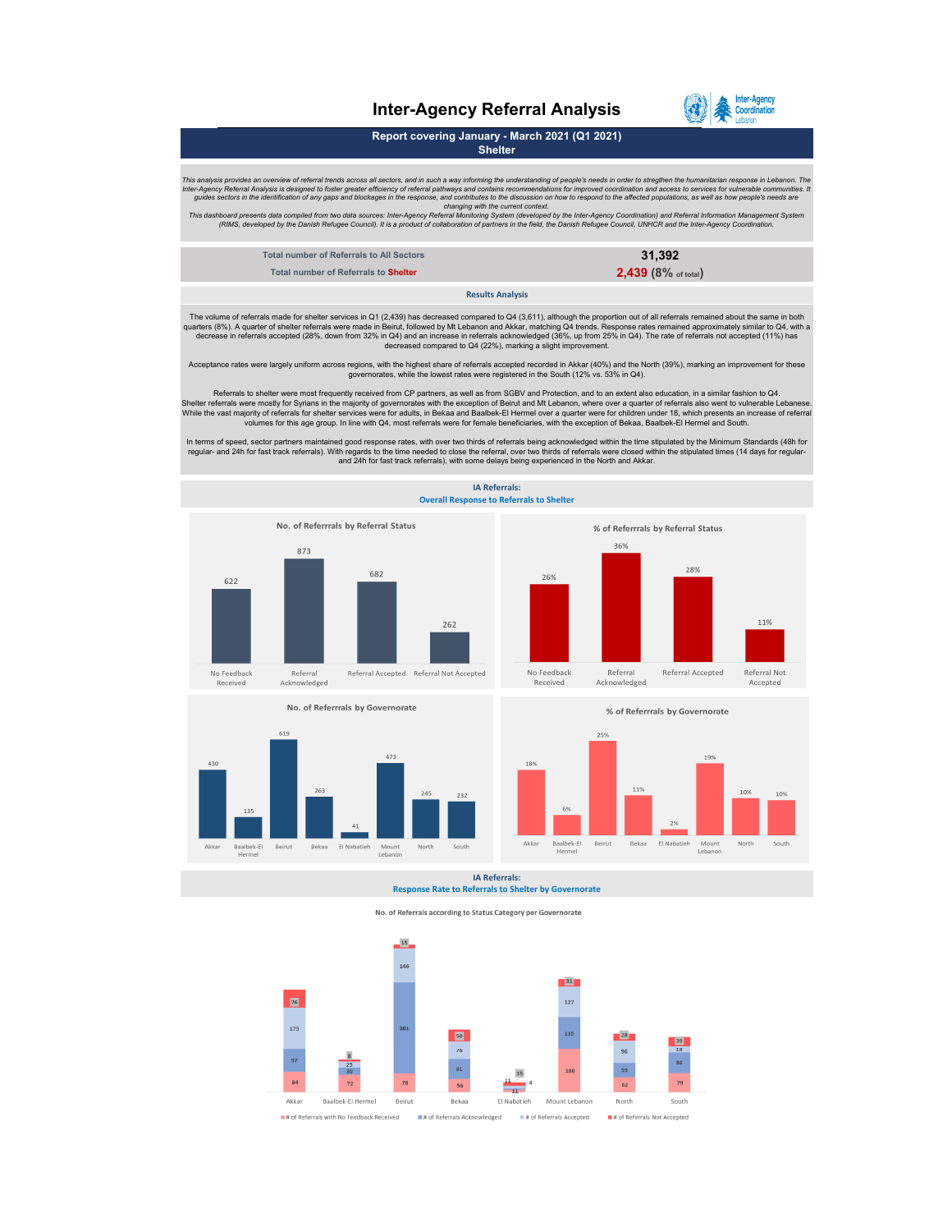# Inter-Agency Referral Analysis

Inter-Agency Coordination Lebanon

## Report covering January - March 2021 (Q1 2021)
## Shelter

*This analysis provides an overview of referral trends across all sectors, and in such a way informing the understanding of people's needs in order to stregthen the humanitarian response in Lebanon. The Inter-Agency Referral Analysis is designed to foster greater efficiency of referral pathways and contains recommendations for improved coordination and access to services for vulnerable communities. It guides sectors in the identification of any gaps and blockages in the response, and contributes to the discussion on how to respond to the affected populations, as well as how people's needs are changing with the current context.*

*This dashboard presents data compiled from two data sources: Inter-Agency Referral Monitoring System (developed by the Inter-Agency Coordination) and Referral Information Management System (RIMS, developed by the Danish Refugee Council). It is a product of collaboration of partners in the field, the Danish Refugee Council, UNHCR and the Inter-Agency Coordination.*

| | |
|---|---|
| Total number of Referrals to All Sectors | **31,392** |
| Total number of Referrals to **Shelter** | **2,439 (8% of total)** |

### Results Analysis

The volume of referrals made for shelter services in Q1 (2,439) has decreased compared to Q4 (3,611), although the proportion out of all referrals remained about the same in both quarters (8%). A quarter of shelter referrals were made in Beirut, followed by Mt Lebanon and Akkar, matching Q4 trends. Response rates remained approximately similar to Q4, with a decrease in referrals accepted (28%, down from 32% in Q4) and an increase in referrals acknowledged (36%, up from 25% in Q4). The rate of referrals not accepted (11%) has decreased compared to Q4 (22%), marking a slight improvement.

Acceptance rates were largely uniform across regions, with the highest share of referrals accepted recorded in Akkar (40%) and the North (39%), marking an improvement for these governorates, while the lowest rates were registered in the South (12% vs. 53% in Q4).

Referrals to shelter were most frequently received from CP partners, as well as from SGBV and Protection, and to an extent also education, in a similar fashion to Q4. Shelter referrals were mostly for Syrians in the majority of governorates with the exception of Beirut and Mt Lebanon, where over a quarter of referrals also went to vulnerable Lebanese. While the vast majority of referrals for shelter services were for adults, in Bekaa and Baalbek-El Hermel over a quarter were for children under 18, which presents an increase of referral volumes for this age group. In line with Q4, most referrals were for female beneficiaries, with the exception of Bekaa, Baalbek-El Hermel and South.

In terms of speed, sector partners maintained good response rates, with over two thirds of referrals being acknowledged within the time stipulated by the Minimum Standards (48h for regular- and 24h for fast track referrals). With regards to the time needed to close the referral, over two thirds of referrals were closed within the stipulated times (14 days for regular- and 24h for fast track referrals), with some delays being experienced in the North and Akkar.

### IA Referrals: Overall Response to Referrals to Shelter

No. of Referrrals by Referral Status

No Feedback Received: 622
Referral Acknowledged: 873
Referral Accepted: 682
Referral Not Accepted: 262

% of Referrrals by Referral Status

No Feedback Received: 26%
Referral Acknowledged: 36%
Referral Accepted: 28%
Referral Not Accepted: 11%

No. of Referrrals by Governorate

Akkar: 430
Baalbek-El Hermel: 135
Beirut: 619
Bekaa: 263
El Nabatieh: 41
Mount Lebanon: 473
North: 245
South: 232

% of Referrrals by Governorate

Akkar: 18%
Baalbek-El Hermel: 6%
Beirut: 25%
Bekaa: 11%
El Nabatieh: 2%
Mount Lebanon: 19%
North: 10%
South: 10%

### IA Referrals: Response Rate to Referrals to Shelter by Governorate

No. of Referrals according to Status Category per Governorate

Akkar: 84, 97, 173, 76
Baalbek-El Hermel: 72, 30, 25, 8
Beirut: 78, 381, 146, 15
Bekaa: 56, 81, 76, 50
El Nabatieh: 11, 11, 4, 15
Mount Lebanon: 180, 135, 127, 31
North: 62, 59, 96, 28
South: 79, 86, 28, 39

■ # of Referrals with No Feedback Received ■ # of Referrals Acknowledged ■ # of Referrals Accepted ■ # of Referrals Not Accepted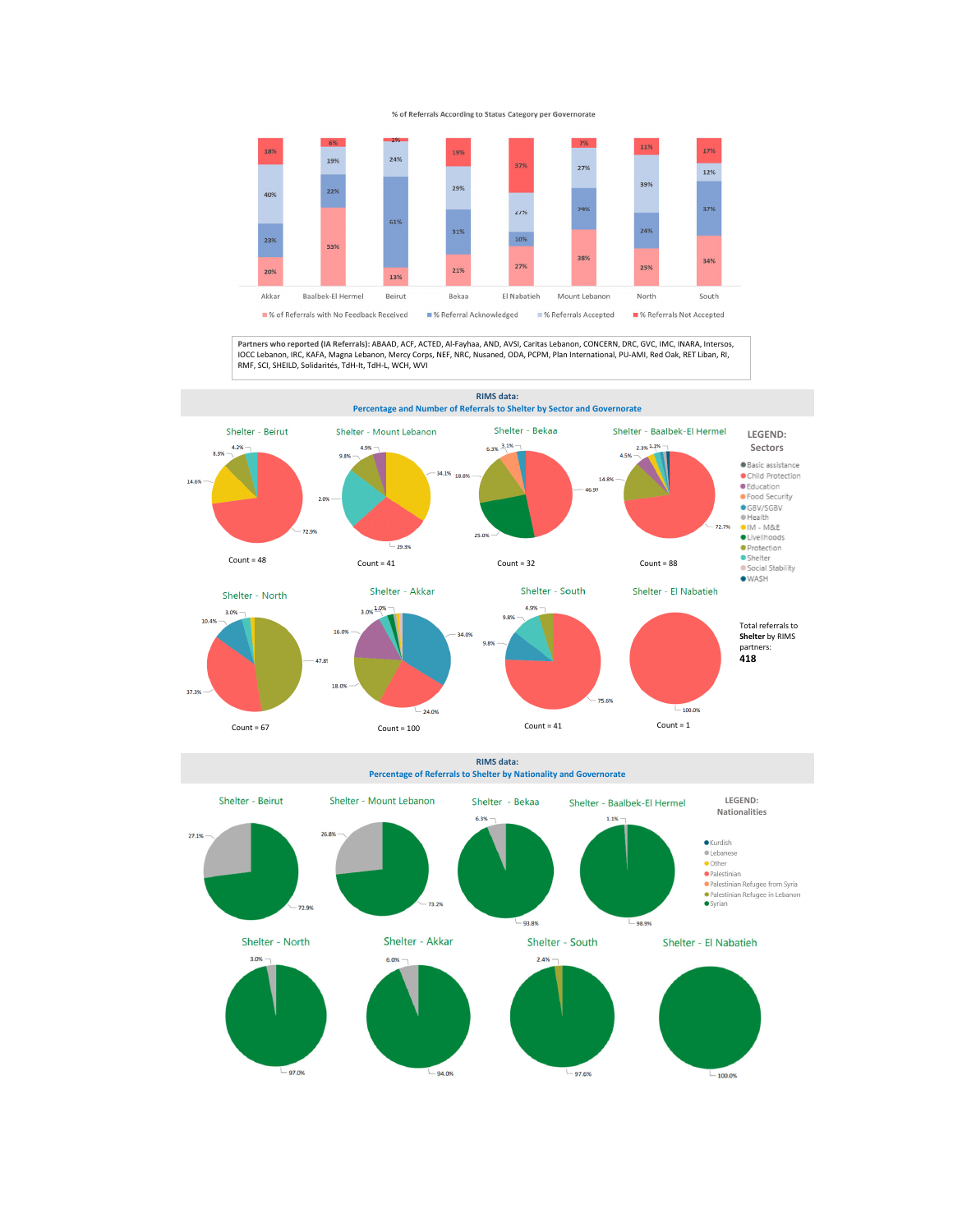% of Referrals According to Status Category per Governorate

Akkar: 20%, 23%, 40%, 18%
Baalbek-El Hermel: 53%, 22%, 19%, 6%
Beirut: 13%, 61%, 24%, 2%
Bekaa: 21%, 31%, 29%, 19%
El Nabatieh: 27%, 10%, 27%, 37%
Mount Lebanon: 38%, 29%, 27%, 7%
North: 25%, 24%, 39%, 11%
South: 34%, 37%, 12%, 17%

% of Referrals with No Feedback Received | % Referral Acknowledged | % Referrals Accepted | % Referrals Not Accepted

Partners who reported (IA Referrals): ABAAD, ACF, ACTED, Al-Fayhaa, AND, AVSI, Caritas Lebanon, CONCERN, DRC, GVC, IMC, INARA, Intersos, IOCC Lebanon, IRC, KAFA, Magna Lebanon, Mercy Corps, NEF, NRC, Nusaned, ODA, PCPM, Plan International, PU-AMI, Red Oak, RET Liban, RI, RMF, SCI, SHEILD, Solidarités, TdH-It, TdH-L, WCH, WVI

## RIMS data:
### Percentage and Number of Referrals to Shelter by Sector and Governorate

Shelter - Beirut: 4.2%, 8.3%, 14.6%, 72.9% — Count = 48

Shelter - Mount Lebanon: 4.9%, 9.8%, 2.0%, 34.1%, 29.3% — Count = 41

Shelter - Bekaa: 3.1%, 6.3%, 18.8%, 46.9%, 25.0% — Count = 32

Shelter - Baalbek-El Hermel: 1.1%, 2.3%, 4.5%, 14.8%, 72.7% — Count = 88

Shelter - North: 3.0%, 10.4%, 37.3%, 47.8% — Count = 67

Shelter - Akkar: 1.0%, 3.0%, 16.0%, 18.0%, 34.0%, 24.0% — Count = 100

Shelter - South: 4.9%, 9.8%, 9.8%, 75.6% — Count = 41

Shelter - El Nabatieh: 100.0% — Count = 1

LEGEND: Sectors
- Basic assistance
- Child Protection
- Education
- Food Security
- GBV/SGBV
- Health
- IM - M&E
- Livelihoods
- Protection
- Shelter
- Social Stability
- WASH

Total referrals to **Shelter** by RIMS partners:
**418**

## RIMS data:
### Percentage of Referrals to Shelter by Nationality and Governorate

Shelter - Beirut: 27.1%, 72.9%

Shelter - Mount Lebanon: 26.8%, 73.2%

Shelter - Bekaa: 6.3%, 93.8%

Shelter - Baalbek-El Hermel: 1.1%, 98.9%

Shelter - North: 3.0%, 97.0%

Shelter - Akkar: 6.0%, 94.0%

Shelter - South: 2.4%, 97.6%

Shelter - El Nabatieh: 100.0%

LEGEND: Nationalities
- Kurdish
- Lebanese
- Other
- Palestinian
- Palestinian Refugee from Syria
- Palestinian Refugee in Lebanon
- Syrian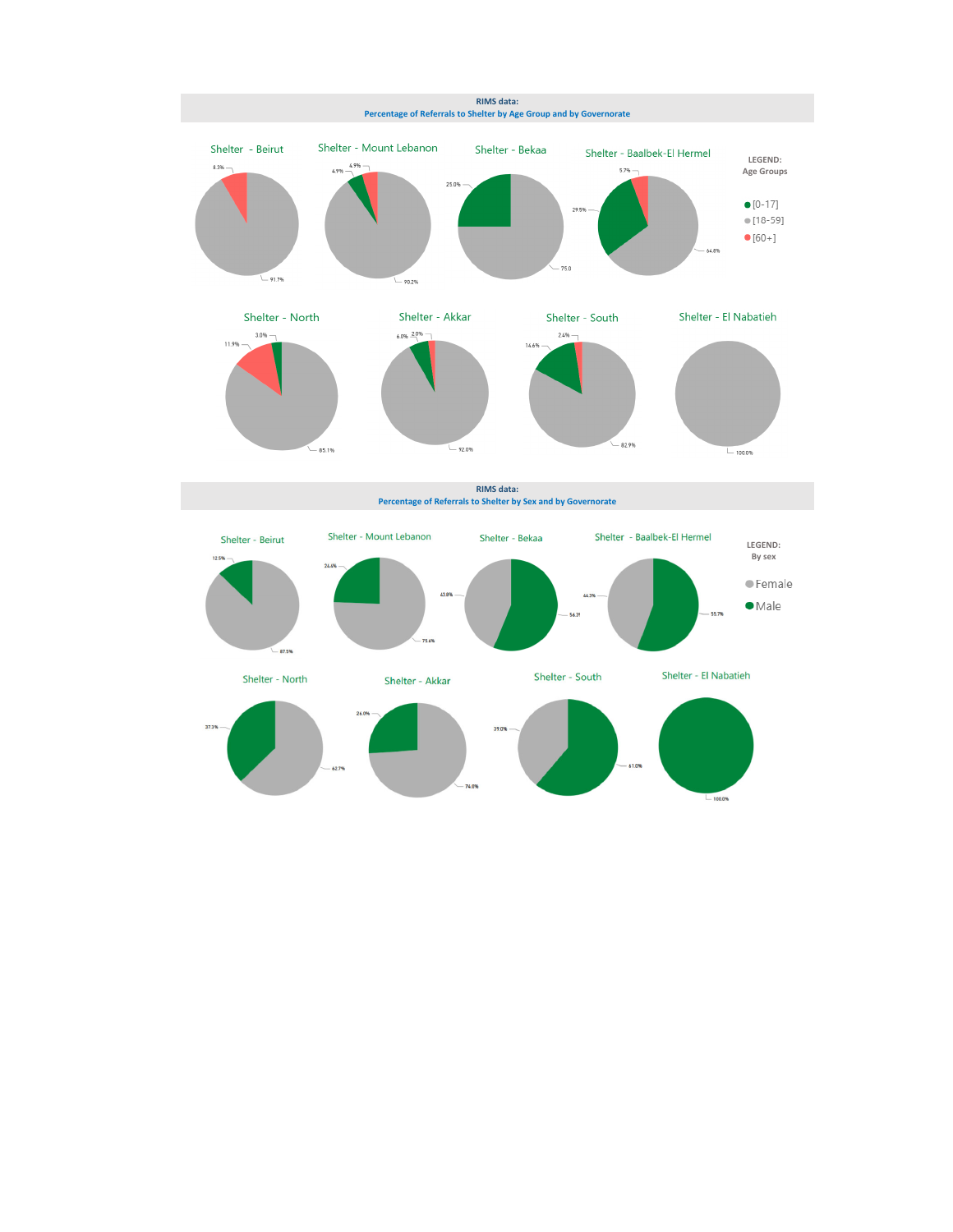**RIMS data:**
**Percentage of Referrals to Shelter by Age Group and by Governorate**

Shelter - Beirut

8.3%

91.7%

Shelter - Mount Lebanon

4.9%

4.9%

90.2%

Shelter - Bekaa

25.0%

75.0

Shelter - Baalbek-El Hermel

5.7%

29.5%

64.8%

LEGEND:
Age Groups

[0-17]

[18-59]

[60+]

Shelter - North

3.0%

11.9%

85.1%

Shelter - Akkar

6.0%

2.0%

92.0%

Shelter - South

2.4%

14.6%

82.9%

Shelter - El Nabatieh

100.0%

**RIMS data:**
**Percentage of Referrals to Shelter by Sex and by Governorate**

Shelter - Beirut

12.5%

87.5%

Shelter - Mount Lebanon

24.4%

75.6%

Shelter - Bekaa

43.8%

56.3%

Shelter - Baalbek-El Hermel

44.3%

55.7%

LEGEND:
By sex

Female

Male

Shelter - North

37.3%

62.7%

Shelter - Akkar

26.0%

74.0%

Shelter - South

39.0%

61.0%

Shelter - El Nabatieh

100.0%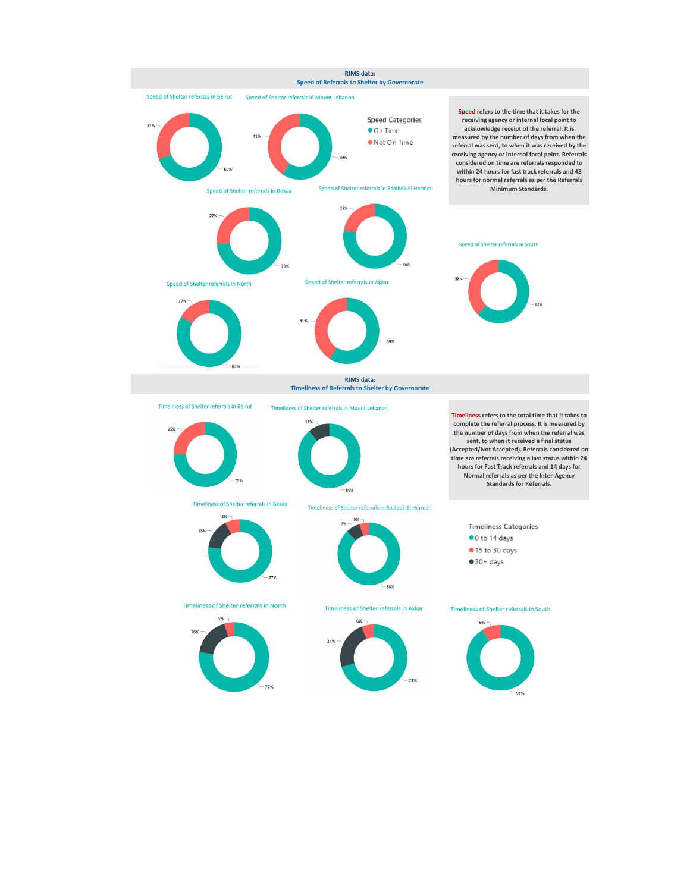**RIMS data:**
**Speed of Referrals to Shelter by Governorate**

Speed of Shelter referrals in Beirut

31%
69%

Speed of Shelter referrals in Mount Lebanon

41%
59%

Speed Categories
On Time
Not On Time

**Speed** refers to the time that it takes for the receiving agency or internal focal point to acknowledge receipt of the referral. It is measured by the number of days from when the referral was sent, to when it was received by the receiving agency or internal focal point. Referrals considered on time are referrals responded to within 24 hours for fast track referrals and 48 hours for normal referrals as per the Referrals Minimum Standards.

Speed of Shelter referrals in Bekaa

27%
73%

Speed of Shelter referrals in Baalbek-El Hermel

22%
78%

Speed of Shelter referrals in South

38%
62%

Speed of Shelter referrals in North

17%
83%

Speed of Shelter referrals in Akkar

41%
59%

**RIMS data:**
**Timeliness of Referrals to Shelter by Governorate**

Timeliness of Shelter referrals in Beirut

25%
75%

Timeliness of Shelter referrals in Mount Lebanon

11%
89%

**Timeliness** refers to the total time that it takes to complete the referral process. It is measured by the number of days from when the referral was sent, to when it received a final status (Accepted/Not Accepted). Referrals considered on time are referrals receiving a last status within 24 hours for Fast Track referrals and 14 days for Normal referrals as per the Inter-Agency Standards for Referrals.

Timeliness of Shelter referrals in Bekaa

8%
15%
77%

Timeliness of Shelter referrals in Baalbek-El Hermel

5%
7%
88%

Timeliness Categories
0 to 14 days
15 to 30 days
30+ days

Timeliness of Shelter referrals in North

5%
18%
77%

Timeliness of Shelter referrals in Akkar

6%
24%
71%

Timeliness of Shelter referrals in South

9%
91%